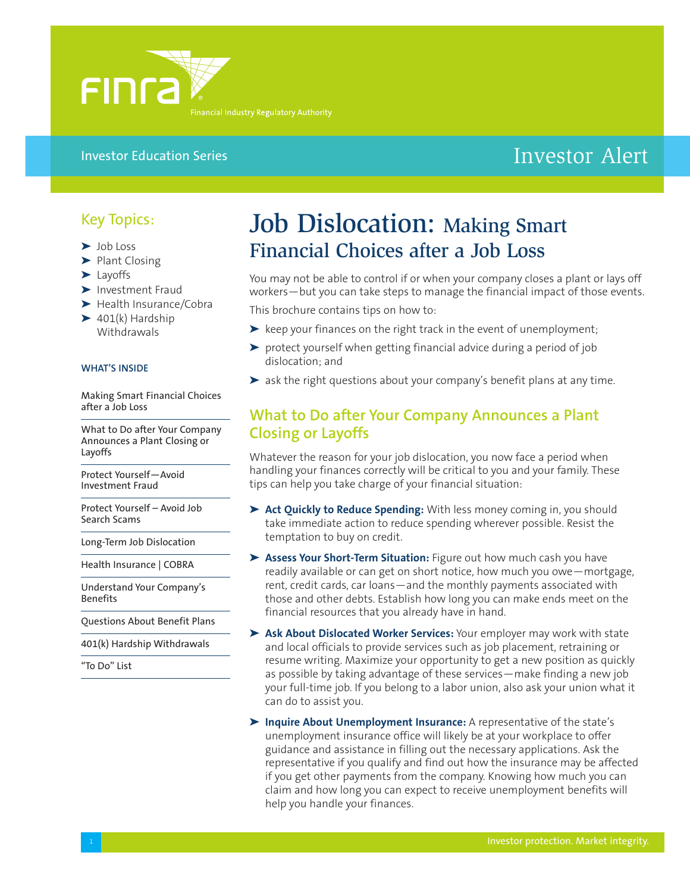FINRA Financial Industry Regulatory Authority

Investor Education Series

Investor Alert

**Key Topics:**

- Job Loss
- Plant Closing
- Layoffs
- Investment Fraud
- Health Insurance/Cobra
- 401(k) Hardship Withdrawals

**WHAT'S INSIDE**

- Making Smart Financial Choices after a Job Loss
- What to Do after Your Company Announces a Plant Closing or Layoffs
- Protect Yourself—Avoid Investment Fraud
- Protect Yourself – Avoid Job Search Scams
- Long-Term Job Dislocation
- Health Insurance | COBRA
- Understand Your Company's Benefits
- Questions About Benefit Plans
- 401(k) Hardship Withdrawals
- "To Do" List

# Job Dislocation: Making Smart Financial Choices after a Job Loss

You may not be able to control if or when your company closes a plant or lays off workers—but you can take steps to manage the financial impact of those events.

This brochure contains tips on how to:

- keep your finances on the right track in the event of unemployment;
- protect yourself when getting financial advice during a period of job dislocation; and
- ask the right questions about your company's benefit plans at any time.

## What to Do after Your Company Announces a Plant Closing or Layoffs

Whatever the reason for your job dislocation, you now face a period when handling your finances correctly will be critical to you and your family. These tips can help you take charge of your financial situation:

- **Act Quickly to Reduce Spending:** With less money coming in, you should take immediate action to reduce spending wherever possible. Resist the temptation to buy on credit.
- **Assess Your Short-Term Situation:** Figure out how much cash you have readily available or can get on short notice, how much you owe—mortgage, rent, credit cards, car loans—and the monthly payments associated with those and other debts. Establish how long you can make ends meet on the financial resources that you already have in hand.
- **Ask About Dislocated Worker Services:** Your employer may work with state and local officials to provide services such as job placement, retraining or resume writing. Maximize your opportunity to get a new position as quickly as possible by taking advantage of these services—make finding a new job your full-time job. If you belong to a labor union, also ask your union what it can do to assist you.
- **Inquire About Unemployment Insurance:** A representative of the state's unemployment insurance office will likely be at your workplace to offer guidance and assistance in filling out the necessary applications. Ask the representative if you qualify and find out how the insurance may be affected if you get other payments from the company. Knowing how much you can claim and how long you can expect to receive unemployment benefits will help you handle your finances.

Investor protection. Market integrity.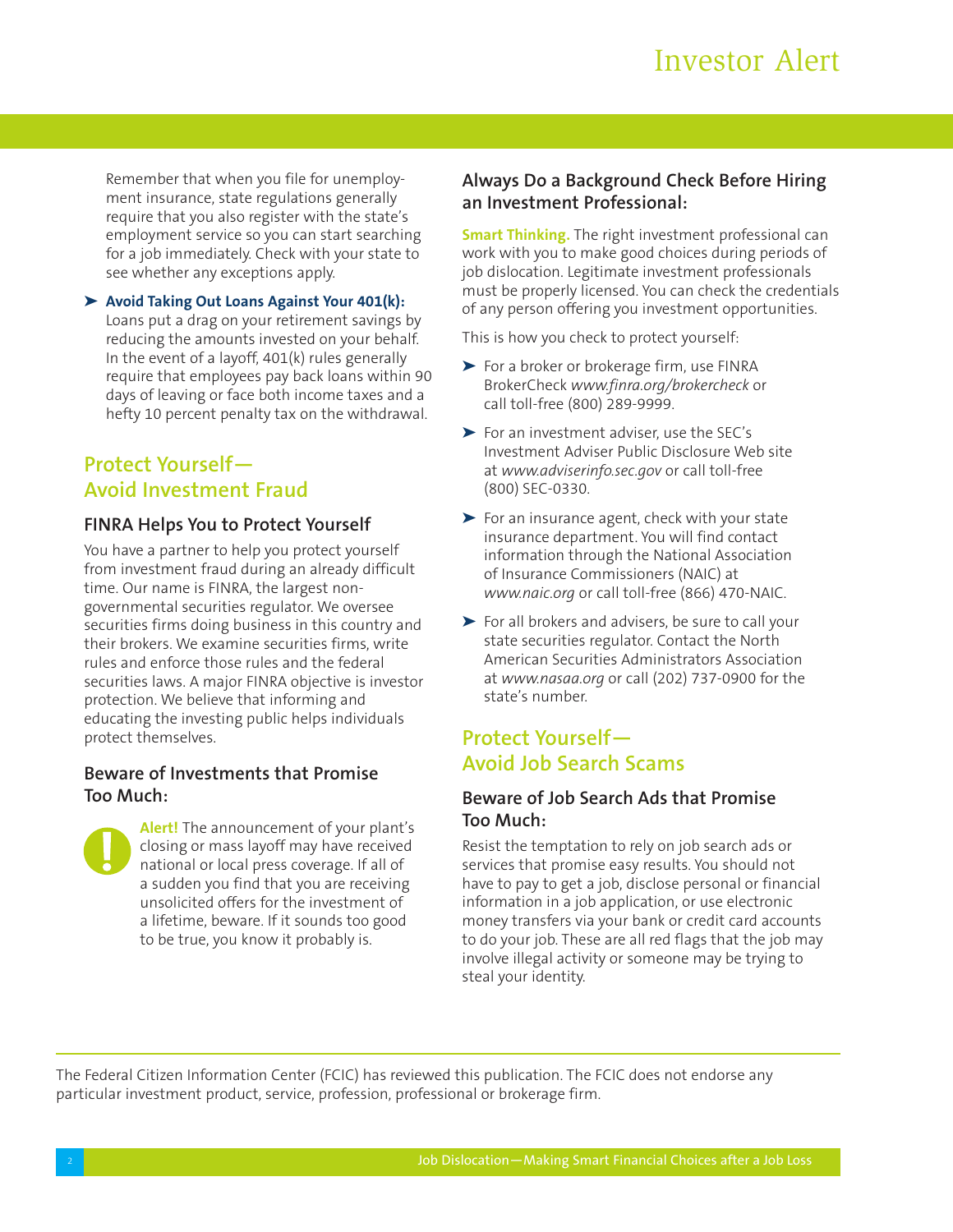Remember that when you file for unemployment insurance, state regulations generally require that you also register with the state's employment service so you can start searching for a job immediately. Check with your state to see whether any exceptions apply.

- **Avoid Taking Out Loans Against Your 401(k):** Loans put a drag on your retirement savings by reducing the amounts invested on your behalf. In the event of a layoff, 401(k) rules generally require that employees pay back loans within 90 days of leaving or face both income taxes and a hefty 10 percent penalty tax on the withdrawal.

## Protect Yourself— Avoid Investment Fraud

### FINRA Helps You to Protect Yourself

You have a partner to help you protect yourself from investment fraud during an already difficult time. Our name is FINRA, the largest non-governmental securities regulator. We oversee securities firms doing business in this country and their brokers. We examine securities firms, write rules and enforce those rules and the federal securities laws. A major FINRA objective is investor protection. We believe that informing and educating the investing public helps individuals protect themselves.

### Beware of Investments that Promise Too Much:

**Alert!** The announcement of your plant's closing or mass layoff may have received national or local press coverage. If all of a sudden you find that you are receiving unsolicited offers for the investment of a lifetime, beware. If it sounds too good to be true, you know it probably is.

### Always Do a Background Check Before Hiring an Investment Professional:

**Smart Thinking.** The right investment professional can work with you to make good choices during periods of job dislocation. Legitimate investment professionals must be properly licensed. You can check the credentials of any person offering you investment opportunities.

This is how you check to protect yourself:

- For a broker or brokerage firm, use FINRA BrokerCheck *www.finra.org/brokercheck* or call toll-free (800) 289-9999.
- For an investment adviser, use the SEC's Investment Adviser Public Disclosure Web site at *www.adviserinfo.sec.gov* or call toll-free (800) SEC-0330.
- For an insurance agent, check with your state insurance department. You will find contact information through the National Association of Insurance Commissioners (NAIC) at *www.naic.org* or call toll-free (866) 470-NAIC.
- For all brokers and advisers, be sure to call your state securities regulator. Contact the North American Securities Administrators Association at *www.nasaa.org* or call (202) 737-0900 for the state's number.

## Protect Yourself— Avoid Job Search Scams

### Beware of Job Search Ads that Promise Too Much:

Resist the temptation to rely on job search ads or services that promise easy results. You should not have to pay to get a job, disclose personal or financial information in a job application, or use electronic money transfers via your bank or credit card accounts to do your job. These are all red flags that the job may involve illegal activity or someone may be trying to steal your identity.

---

The Federal Citizen Information Center (FCIC) has reviewed this publication. The FCIC does not endorse any particular investment product, service, profession, professional or brokerage firm.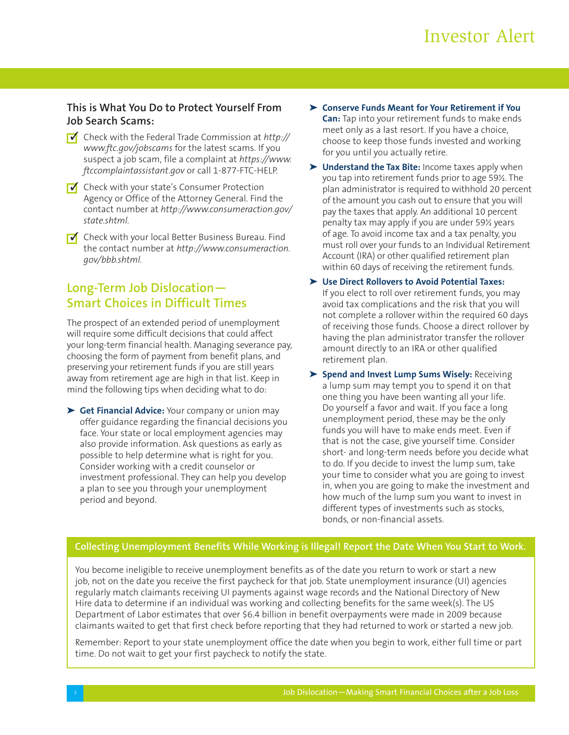### This is What You Do to Protect Yourself From Job Search Scams:

- Check with the Federal Trade Commission at *http://www.ftc.gov/jobscams* for the latest scams. If you suspect a job scam, file a complaint at *https://www.ftccomplaintassistant.gov* or call 1-877-FTC-HELP.
- Check with your state's Consumer Protection Agency or Office of the Attorney General. Find the contact number at *http://www.consumeraction.gov/state.shtml.*
- Check with your local Better Business Bureau. Find the contact number at *http://www.consumeraction.gov/bbb.shtml.*

## Long-Term Job Dislocation—Smart Choices in Difficult Times

The prospect of an extended period of unemployment will require some difficult decisions that could affect your long-term financial health. Managing severance pay, choosing the form of payment from benefit plans, and preserving your retirement funds if you are still years away from retirement age are high in that list. Keep in mind the following tips when deciding what to do:

- **Get Financial Advice:** Your company or union may offer guidance regarding the financial decisions you face. Your state or local employment agencies may also provide information. Ask questions as early as possible to help determine what is right for you. Consider working with a credit counselor or investment professional. They can help you develop a plan to see you through your unemployment period and beyond.
- **Conserve Funds Meant for Your Retirement if You Can:** Tap into your retirement funds to make ends meet only as a last resort. If you have a choice, choose to keep those funds invested and working for you until you actually retire.
- **Understand the Tax Bite:** Income taxes apply when you tap into retirement funds prior to age 59½. The plan administrator is required to withhold 20 percent of the amount you cash out to ensure that you will pay the taxes that apply. An additional 10 percent penalty tax may apply if you are under 59½ years of age. To avoid income tax and a tax penalty, you must roll over your funds to an Individual Retirement Account (IRA) or other qualified retirement plan within 60 days of receiving the retirement funds.
- **Use Direct Rollovers to Avoid Potential Taxes:** If you elect to roll over retirement funds, you may avoid tax complications and the risk that you will not complete a rollover within the required 60 days of receiving those funds. Choose a direct rollover by having the plan administrator transfer the rollover amount directly to an IRA or other qualified retirement plan.
- **Spend and Invest Lump Sums Wisely:** Receiving a lump sum may tempt you to spend it on that one thing you have been wanting all your life. Do yourself a favor and wait. If you face a long unemployment period, these may be the only funds you will have to make ends meet. Even if that is not the case, give yourself time. Consider short- and long-term needs before you decide what to do. If you decide to invest the lump sum, take your time to consider what you are going to invest in, when you are going to make the investment and how much of the lump sum you want to invest in different types of investments such as stocks, bonds, or non-financial assets.

### Collecting Unemployment Benefits While Working is Illegal! Report the Date When You Start to Work.

You become ineligible to receive unemployment benefits as of the date you return to work or start a new job, not on the date you receive the first paycheck for that job. State unemployment insurance (UI) agencies regularly match claimants receiving UI payments against wage records and the National Directory of New Hire data to determine if an individual was working and collecting benefits for the same week(s). The US Department of Labor estimates that over $6.4 billion in benefit overpayments were made in 2009 because claimants waited to get that first check before reporting that they had returned to work or started a new job.

Remember: Report to your state unemployment office the date when you begin to work, either full time or part time. Do not wait to get your first paycheck to notify the state.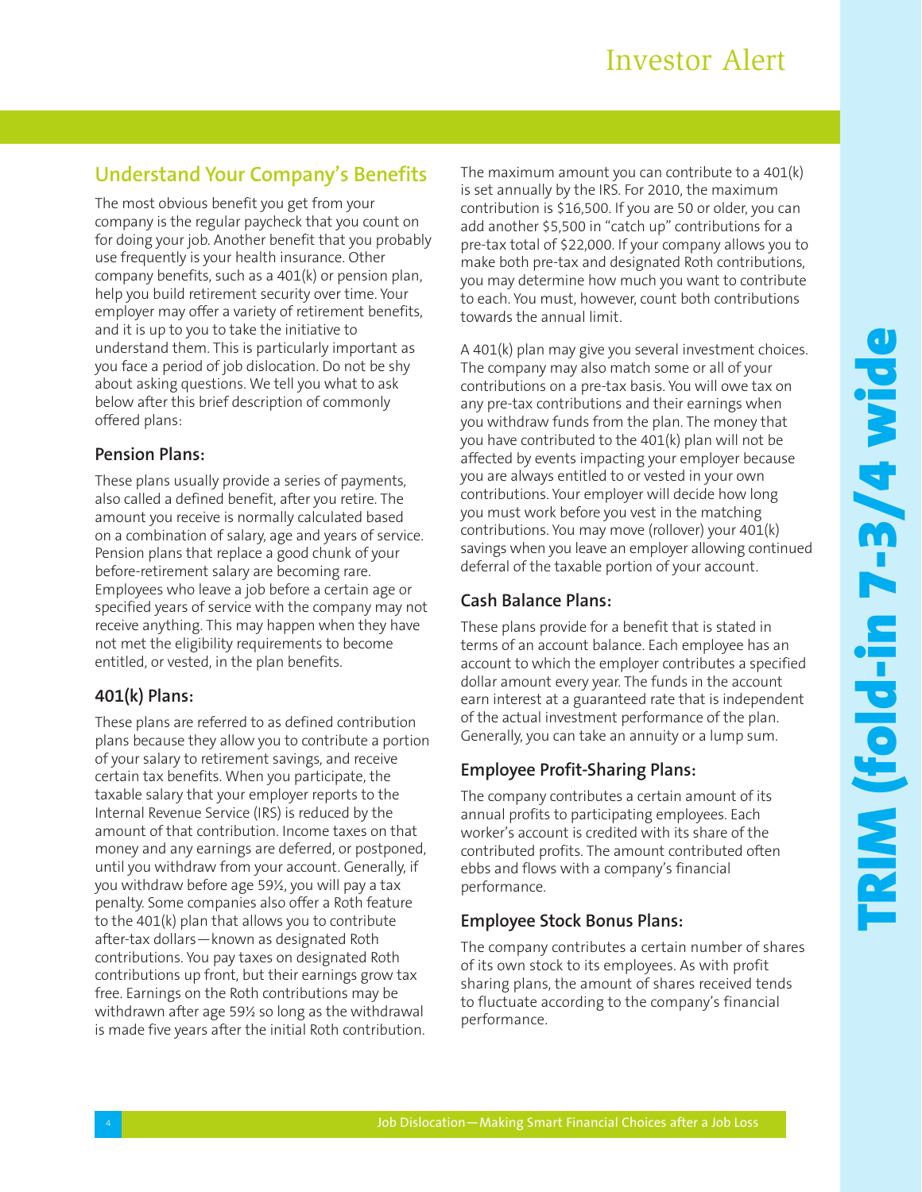## Understand Your Company's Benefits

The most obvious benefit you get from your company is the regular paycheck that you count on for doing your job. Another benefit that you probably use frequently is your health insurance. Other company benefits, such as a 401(k) or pension plan, help you build retirement security over time. Your employer may offer a variety of retirement benefits, and it is up to you to take the initiative to understand them. This is particularly important as you face a period of job dislocation. Do not be shy about asking questions. We tell you what to ask below after this brief description of commonly offered plans:

### Pension Plans:

These plans usually provide a series of payments, also called a defined benefit, after you retire. The amount you receive is normally calculated based on a combination of salary, age and years of service. Pension plans that replace a good chunk of your before-retirement salary are becoming rare. Employees who leave a job before a certain age or specified years of service with the company may not receive anything. This may happen when they have not met the eligibility requirements to become entitled, or vested, in the plan benefits.

### 401(k) Plans:

These plans are referred to as defined contribution plans because they allow you to contribute a portion of your salary to retirement savings, and receive certain tax benefits. When you participate, the taxable salary that your employer reports to the Internal Revenue Service (IRS) is reduced by the amount of that contribution. Income taxes on that money and any earnings are deferred, or postponed, until you withdraw from your account. Generally, if you withdraw before age 59½, you will pay a tax penalty. Some companies also offer a Roth feature to the 401(k) plan that allows you to contribute after-tax dollars—known as designated Roth contributions. You pay taxes on designated Roth contributions up front, but their earnings grow tax free. Earnings on the Roth contributions may be withdrawn after age 59½ so long as the withdrawal is made five years after the initial Roth contribution.

The maximum amount you can contribute to a 401(k) is set annually by the IRS. For 2010, the maximum contribution is $16,500. If you are 50 or older, you can add another $5,500 in "catch up" contributions for a pre-tax total of $22,000. If your company allows you to make both pre-tax and designated Roth contributions, you may determine how much you want to contribute to each. You must, however, count both contributions towards the annual limit.

A 401(k) plan may give you several investment choices. The company may also match some or all of your contributions on a pre-tax basis. You will owe tax on any pre-tax contributions and their earnings when you withdraw funds from the plan. The money that you have contributed to the 401(k) plan will not be affected by events impacting your employer because you are always entitled to or vested in your own contributions. Your employer will decide how long you must work before you vest in the matching contributions. You may move (rollover) your 401(k) savings when you leave an employer allowing continued deferral of the taxable portion of your account.

### Cash Balance Plans:

These plans provide for a benefit that is stated in terms of an account balance. Each employee has an account to which the employer contributes a specified dollar amount every year. The funds in the account earn interest at a guaranteed rate that is independent of the actual investment performance of the plan. Generally, you can take an annuity or a lump sum.

### Employee Profit-Sharing Plans:

The company contributes a certain amount of its annual profits to participating employees. Each worker's account is credited with its share of the contributed profits. The amount contributed often ebbs and flows with a company's financial performance.

### Employee Stock Bonus Plans:

The company contributes a certain number of shares of its own stock to its employees. As with profit sharing plans, the amount of shares received tends to fluctuate according to the company's financial performance.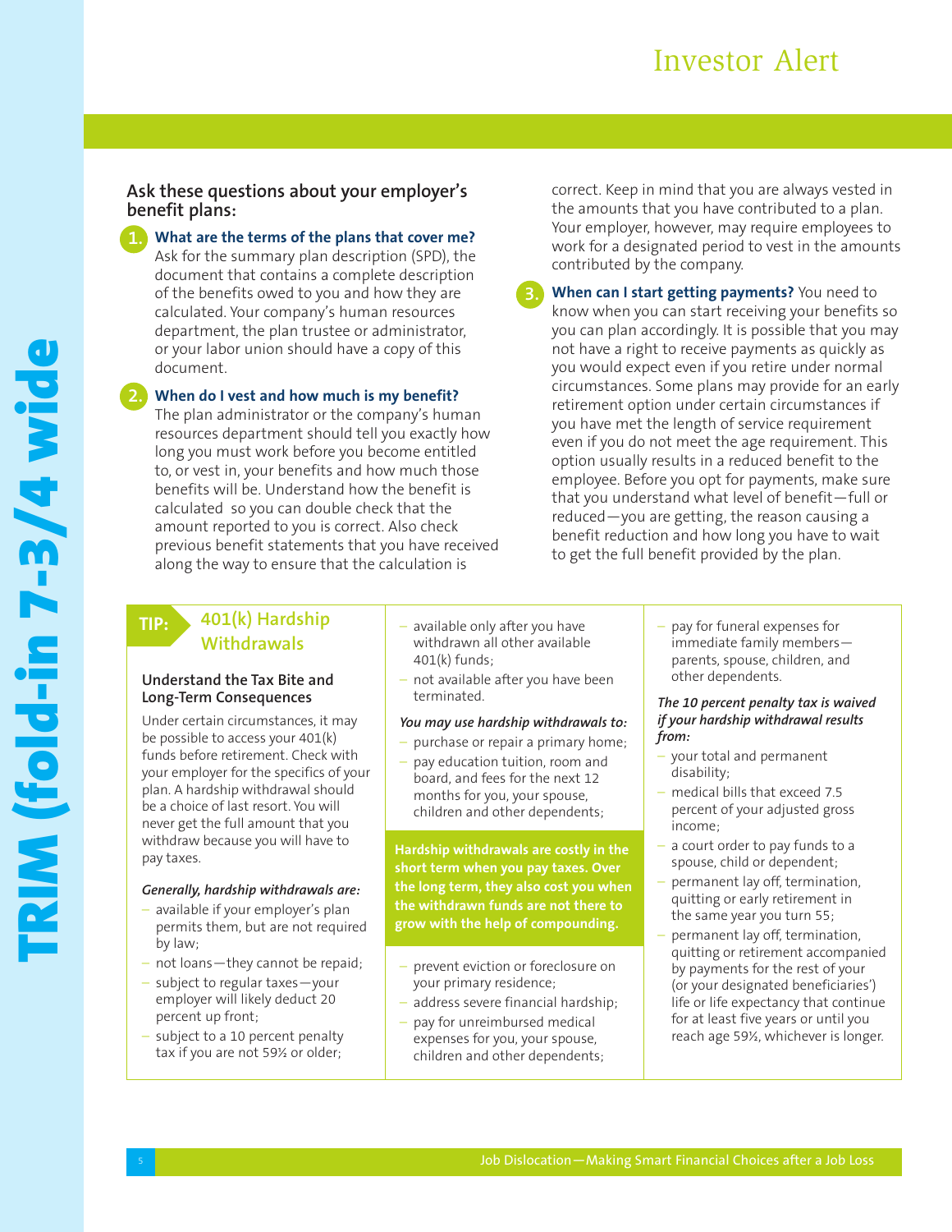## Ask these questions about your employer's benefit plans:

1. **What are the terms of the plans that cover me?** Ask for the summary plan description (SPD), the document that contains a complete description of the benefits owed to you and how they are calculated. Your company's human resources department, the plan trustee or administrator, or your labor union should have a copy of this document.

2. **When do I vest and how much is my benefit?** The plan administrator or the company's human resources department should tell you exactly how long you must work before you become entitled to, or vest in, your benefits and how much those benefits will be. Understand how the benefit is calculated so you can double check that the amount reported to you is correct. Also check previous benefit statements that you have received along the way to ensure that the calculation is correct. Keep in mind that you are always vested in the amounts that you have contributed to a plan. Your employer, however, may require employees to work for a designated period to vest in the amounts contributed by the company.

3. **When can I start getting payments?** You need to know when you can start receiving your benefits so you can plan accordingly. It is possible that you may not have a right to receive payments as quickly as you would expect even if you retire under normal circumstances. Some plans may provide for an early retirement option under certain circumstances if you have met the length of service requirement even if you do not meet the age requirement. This option usually results in a reduced benefit to the employee. Before you opt for payments, make sure that you understand what level of benefit—full or reduced—you are getting, the reason causing a benefit reduction and how long you have to wait to get the full benefit provided by the plan.

## TIP: 401(k) Hardship Withdrawals

### Understand the Tax Bite and Long-Term Consequences

Under certain circumstances, it may be possible to access your 401(k) funds before retirement. Check with your employer for the specifics of your plan. A hardship withdrawal should be a choice of last resort. You will never get the full amount that you withdraw because you will have to pay taxes.

*Generally, hardship withdrawals are:*

- available if your employer's plan permits them, but are not required by law;
- not loans—they cannot be repaid;
- subject to regular taxes—your employer will likely deduct 20 percent up front;
- subject to a 10 percent penalty tax if you are not 59½ or older;
- available only after you have withdrawn all other available 401(k) funds;
- not available after you have been terminated.

*You may use hardship withdrawals to:*

- purchase or repair a primary home;
- pay education tuition, room and board, and fees for the next 12 months for you, your spouse, children and other dependents;
- prevent eviction or foreclosure on your primary residence;
- address severe financial hardship;
- pay for unreimbursed medical expenses for you, your spouse, children and other dependents;
- pay for funeral expenses for immediate family members—parents, spouse, children, and other dependents.

**Hardship withdrawals are costly in the short term when you pay taxes. Over the long term, they also cost you when the withdrawn funds are not there to grow with the help of compounding.**

***The 10 percent penalty tax is waived if your hardship withdrawal results from:***

- your total and permanent disability;
- medical bills that exceed 7.5 percent of your adjusted gross income;
- a court order to pay funds to a spouse, child or dependent;
- permanent lay off, termination, quitting or early retirement in the same year you turn 55;
- permanent lay off, termination, quitting or retirement accompanied by payments for the rest of your (or your designated beneficiaries') life or life expectancy that continue for at least five years or until you reach age 59½, whichever is longer.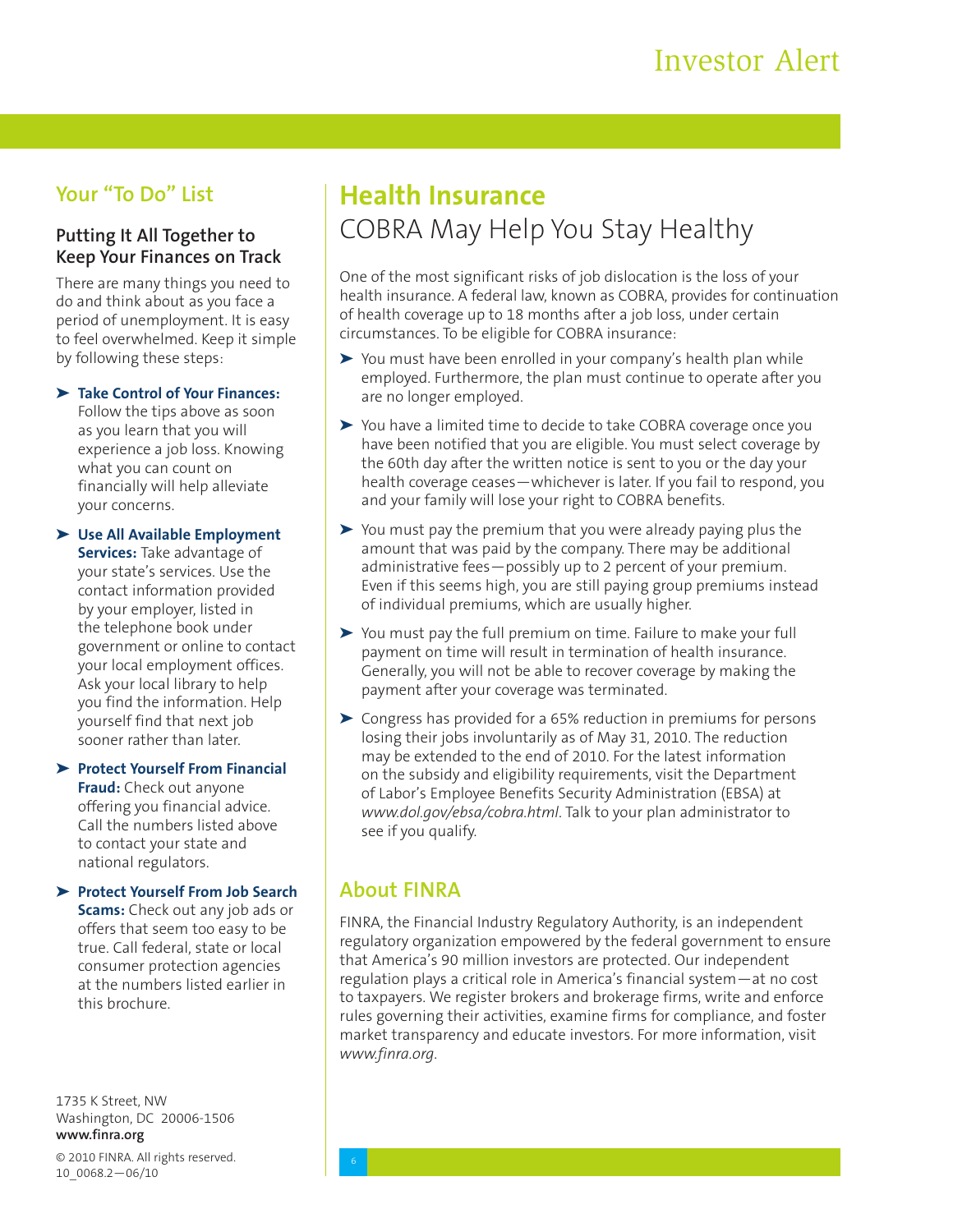## Your "To Do" List

### Putting It All Together to Keep Your Finances on Track

There are many things you need to do and think about as you face a period of unemployment. It is easy to feel overwhelmed. Keep it simple by following these steps:

- **Take Control of Your Finances:** Follow the tips above as soon as you learn that you will experience a job loss. Knowing what you can count on financially will help alleviate your concerns.
- **Use All Available Employment Services:** Take advantage of your state's services. Use the contact information provided by your employer, listed in the telephone book under government or online to contact your local employment offices. Ask your local library to help you find the information. Help yourself find that next job sooner rather than later.
- **Protect Yourself From Financial Fraud:** Check out anyone offering you financial advice. Call the numbers listed above to contact your state and national regulators.
- **Protect Yourself From Job Search Scams:** Check out any job ads or offers that seem too easy to be true. Call federal, state or local consumer protection agencies at the numbers listed earlier in this brochure.

## Health Insurance

### COBRA May Help You Stay Healthy

One of the most significant risks of job dislocation is the loss of your health insurance. A federal law, known as COBRA, provides for continuation of health coverage up to 18 months after a job loss, under certain circumstances. To be eligible for COBRA insurance:

- You must have been enrolled in your company's health plan while employed. Furthermore, the plan must continue to operate after you are no longer employed.
- You have a limited time to decide to take COBRA coverage once you have been notified that you are eligible. You must select coverage by the 60th day after the written notice is sent to you or the day your health coverage ceases—whichever is later. If you fail to respond, you and your family will lose your right to COBRA benefits.
- You must pay the premium that you were already paying plus the amount that was paid by the company. There may be additional administrative fees—possibly up to 2 percent of your premium. Even if this seems high, you are still paying group premiums instead of individual premiums, which are usually higher.
- You must pay the full premium on time. Failure to make your full payment on time will result in termination of health insurance. Generally, you will not be able to recover coverage by making the payment after your coverage was terminated.
- Congress has provided for a 65% reduction in premiums for persons losing their jobs involuntarily as of May 31, 2010. The reduction may be extended to the end of 2010. For the latest information on the subsidy and eligibility requirements, visit the Department of Labor's Employee Benefits Security Administration (EBSA) at *www.dol.gov/ebsa/cobra.html*. Talk to your plan administrator to see if you qualify.

## About FINRA

FINRA, the Financial Industry Regulatory Authority, is an independent regulatory organization empowered by the federal government to ensure that America's 90 million investors are protected. Our independent regulation plays a critical role in America's financial system—at no cost to taxpayers. We register brokers and brokerage firms, write and enforce rules governing their activities, examine firms for compliance, and foster market transparency and educate investors. For more information, visit *www.finra.org*.

1735 K Street, NW
Washington, DC 20006-1506
**www.finra.org**

© 2010 FINRA. All rights reserved.
10_0068.2—06/10